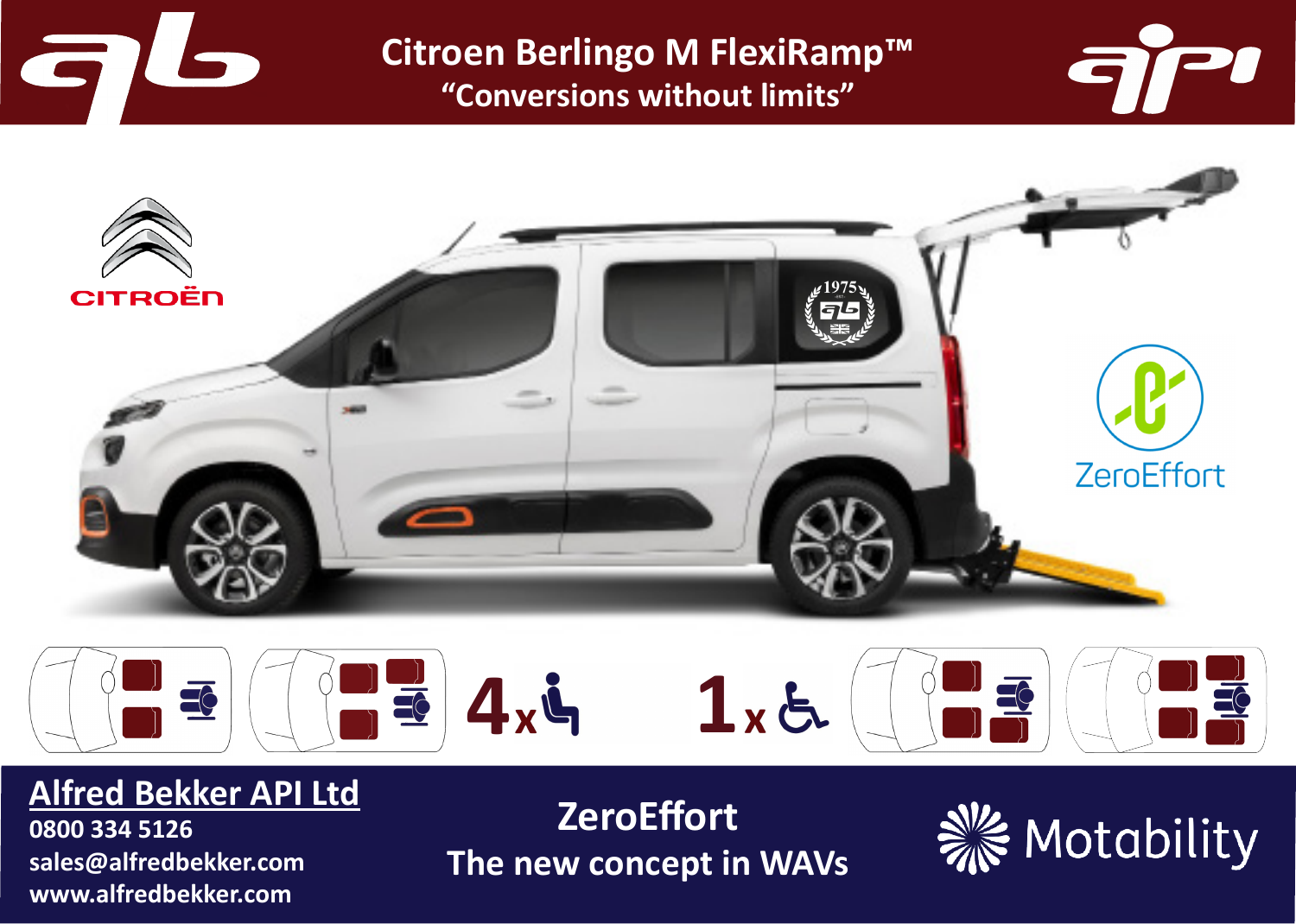# Citroen Berlingo M FlexiRamp™

**"Conversions without limits"**

CITROËN

ZeroEffort

**4** x (seated passenger)

**1** x (wheelchair)

## Alfred Bekker API Ltd

**0800 334 5126**
**sales@alfredbekker.com**
**www.alfredbekker.com**

**ZeroEffort**
**The new concept in WAVs**

Motability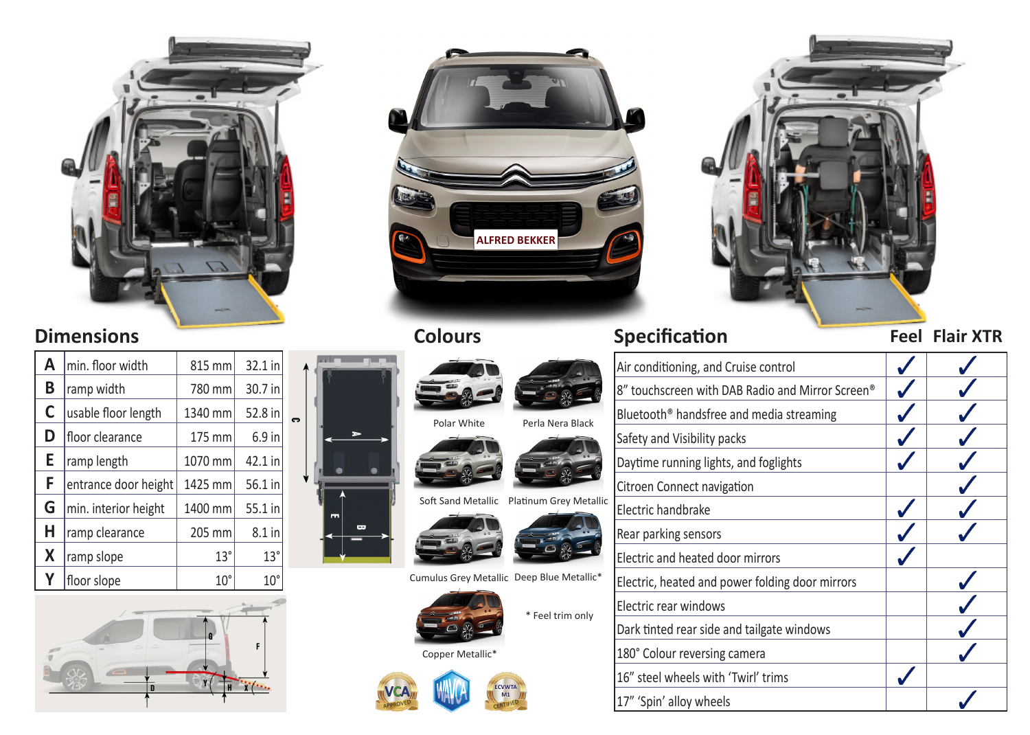ALFRED BEKKER

## Dimensions

| | | | |
|---|---|---|---|
| **A** | min. floor width | 815 mm | 32.1 in |
| **B** | ramp width | 780 mm | 30.7 in |
| **C** | usable floor length | 1340 mm | 52.8 in |
| **D** | floor clearance | 175 mm | 6.9 in |
| **E** | ramp length | 1070 mm | 42.1 in |
| **F** | entrance door height | 1425 mm | 56.1 in |
| **G** | min. interior height | 1400 mm | 55.1 in |
| **H** | ramp clearance | 205 mm | 8.1 in |
| **X** | ramp slope | 13° | 13° |
| **Y** | floor slope | 10° | 10° |

## Colours

Polar White

Perla Nera Black

Soft Sand Metallic

Platinum Grey Metallic

Cumulus Grey Metallic

Deep Blue Metallic*

Copper Metallic*

\* Feel trim only

VCA APPROVED

WAVCA

ECWVTA M1 CERTIFIED

## Specification

| | Feel | Flair XTR |
|---|---|---|
| Air conditioning, and Cruise control | ✓ | ✓ |
| 8" touchscreen with DAB Radio and Mirror Screen® | ✓ | ✓ |
| Bluetooth® handsfree and media streaming | ✓ | ✓ |
| Safety and Visibility packs | ✓ | ✓ |
| Daytime running lights, and foglights | ✓ | ✓ |
| Citroen Connect navigation | | ✓ |
| Electric handbrake | ✓ | ✓ |
| Rear parking sensors | ✓ | ✓ |
| Electric and heated door mirrors | ✓ | |
| Electric, heated and power folding door mirrors | | ✓ |
| Electric rear windows | | ✓ |
| Dark tinted rear side and tailgate windows | | ✓ |
| 180° Colour reversing camera | | ✓ |
| 16" steel wheels with 'Twirl' trims | ✓ | |
| 17" 'Spin' alloy wheels | | ✓ |